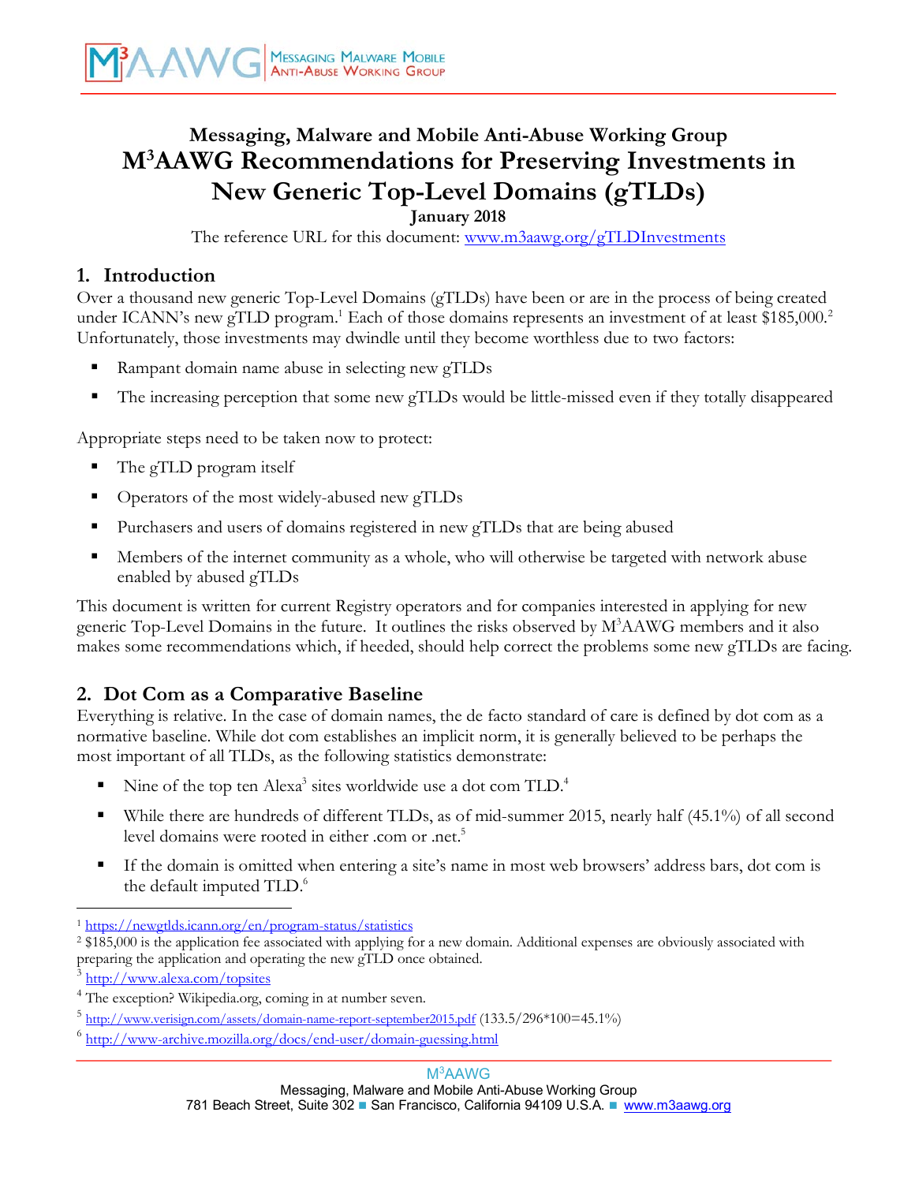# Messaging, Malware and Mobile Anti-Abuse Working Group

# M3AAWG Recommendations for Preserving Investments in New Generic Top-Level Domains (gTLDs)

**January 2018**

The reference URL for this document: www.m3aawg.org/gTLDInvestments

## 1. Introduction

Over a thousand new generic Top-Level Domains (gTLDs) have been or are in the process of being created under ICANN's new gTLD program.[1] Each of those domains represents an investment of at least $185,000.[2] Unfortunately, those investments may dwindle until they become worthless due to two factors:

- Rampant domain name abuse in selecting new gTLDs
- The increasing perception that some new gTLDs would be little-missed even if they totally disappeared

Appropriate steps need to be taken now to protect:

- The gTLD program itself
- Operators of the most widely-abused new gTLDs
- Purchasers and users of domains registered in new gTLDs that are being abused
- Members of the internet community as a whole, who will otherwise be targeted with network abuse enabled by abused gTLDs

This document is written for current Registry operators and for companies interested in applying for new generic Top-Level Domains in the future. It outlines the risks observed by M3AAWG members and it also makes some recommendations which, if heeded, should help correct the problems some new gTLDs are facing.

## 2. Dot Com as a Comparative Baseline

Everything is relative. In the case of domain names, the de facto standard of care is defined by dot com as a normative baseline. While dot com establishes an implicit norm, it is generally believed to be perhaps the most important of all TLDs, as the following statistics demonstrate:

- Nine of the top ten Alexa[3] sites worldwide use a dot com TLD.[4]
- While there are hundreds of different TLDs, as of mid-summer 2015, nearly half (45.1%) of all second level domains were rooted in either .com or .net.[5]
- If the domain is omitted when entering a site's name in most web browsers' address bars, dot com is the default imputed TLD.[6]

---

[1] https://newgtlds.icann.org/en/program-status/statistics

[2] $185,000 is the application fee associated with applying for a new domain. Additional expenses are obviously associated with preparing the application and operating the new gTLD once obtained.

[3] http://www.alexa.com/topsites

[4] The exception? Wikipedia.org, coming in at number seven.

[5] http://www.verisign.com/assets/domain-name-report-september2015.pdf (133.5/296*100=45.1%)

[6] http://www-archive.mozilla.org/docs/end-user/domain-guessing.html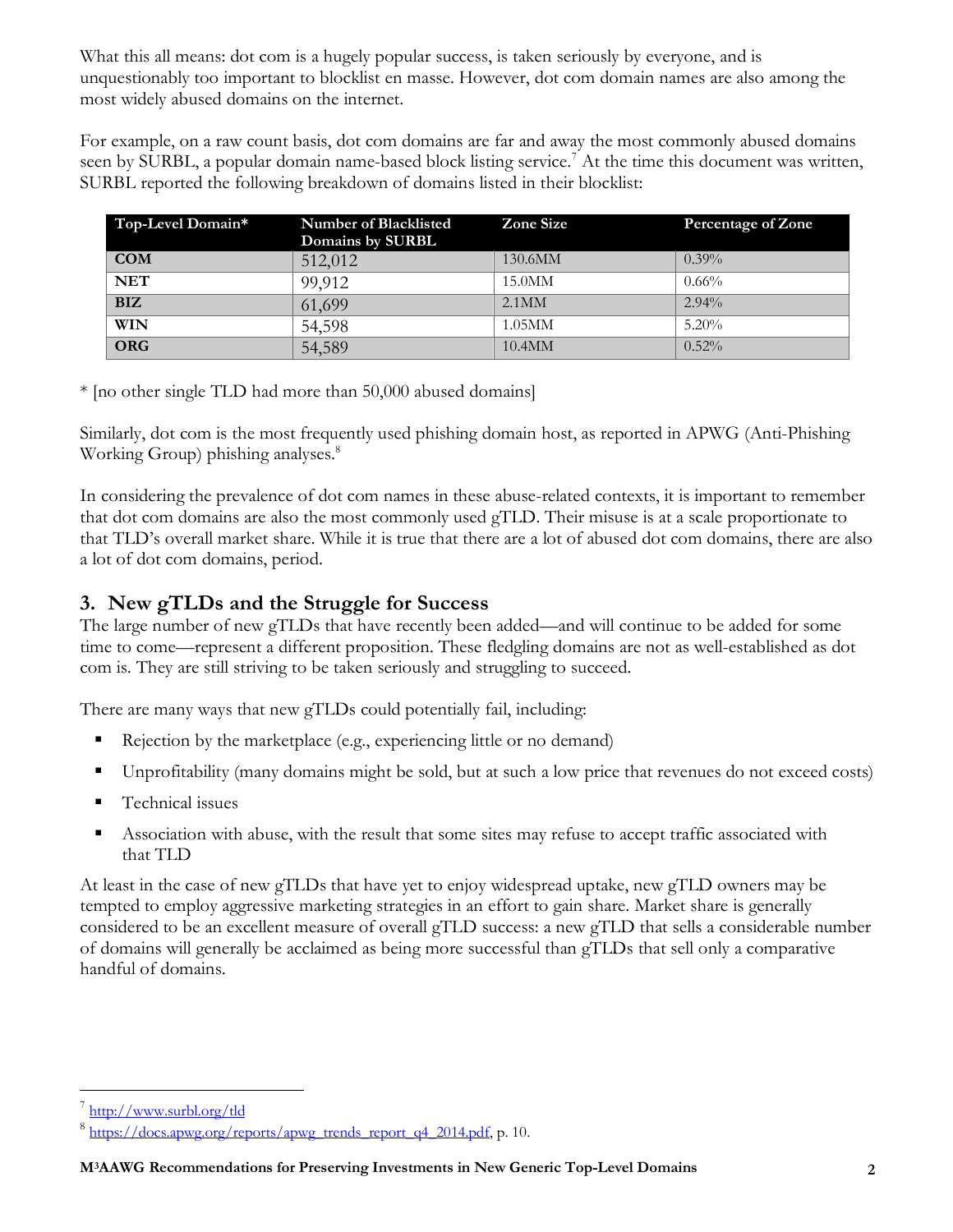What this all means: dot com is a hugely popular success, is taken seriously by everyone, and is unquestionably too important to blocklist en masse. However, dot com domain names are also among the most widely abused domains on the internet.

For example, on a raw count basis, dot com domains are far and away the most commonly abused domains seen by SURBL, a popular domain name-based block listing service.[7] At the time this document was written, SURBL reported the following breakdown of domains listed in their blocklist:

| Top-Level Domain* | Number of Blacklisted Domains by SURBL | Zone Size | Percentage of Zone |
|---|---|---|---|
| **COM** | 512,012 | 130.6MM | 0.39% |
| **NET** | 99,912 | 15.0MM | 0.66% |
| **BIZ** | 61,699 | 2.1MM | 2.94% |
| **WIN** | 54,598 | 1.05MM | 5.20% |
| **ORG** | 54,589 | 10.4MM | 0.52% |

* [no other single TLD had more than 50,000 abused domains]

Similarly, dot com is the most frequently used phishing domain host, as reported in APWG (Anti-Phishing Working Group) phishing analyses.[8]

In considering the prevalence of dot com names in these abuse-related contexts, it is important to remember that dot com domains are also the most commonly used gTLD. Their misuse is at a scale proportionate to that TLD's overall market share. While it is true that there are a lot of abused dot com domains, there are also a lot of dot com domains, period.

## 3. New gTLDs and the Struggle for Success

The large number of new gTLDs that have recently been added—and will continue to be added for some time to come—represent a different proposition. These fledgling domains are not as well-established as dot com is. They are still striving to be taken seriously and struggling to succeed.

There are many ways that new gTLDs could potentially fail, including:

- Rejection by the marketplace (e.g., experiencing little or no demand)
- Unprofitability (many domains might be sold, but at such a low price that revenues do not exceed costs)
- Technical issues
- Association with abuse, with the result that some sites may refuse to accept traffic associated with that TLD

At least in the case of new gTLDs that have yet to enjoy widespread uptake, new gTLD owners may be tempted to employ aggressive marketing strategies in an effort to gain share. Market share is generally considered to be an excellent measure of overall gTLD success: a new gTLD that sells a considerable number of domains will generally be acclaimed as being more successful than gTLDs that sell only a comparative handful of domains.

---

[7] http://www.surbl.org/tld

[8] https://docs.apwg.org/reports/apwg_trends_report_q4_2014.pdf, p. 10.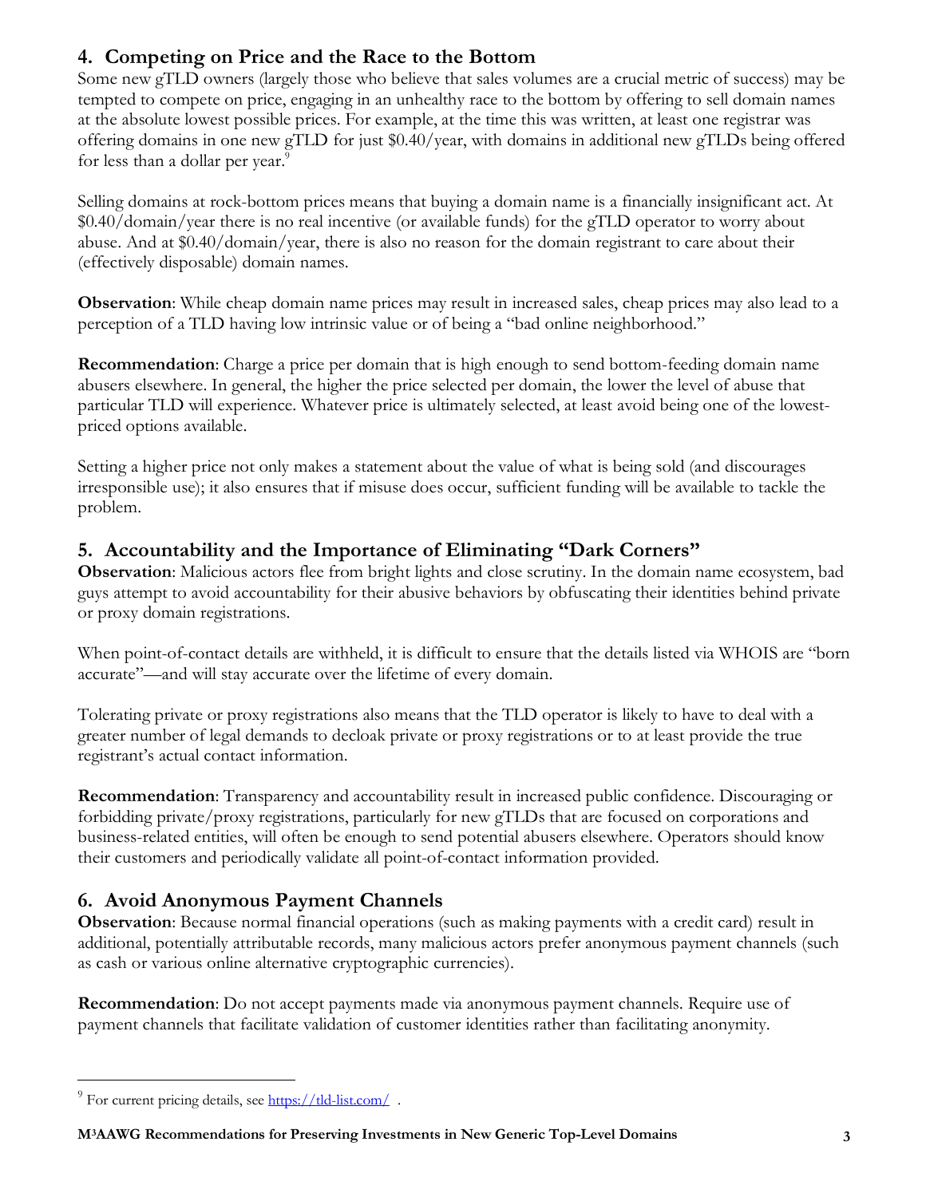## 4. Competing on Price and the Race to the Bottom

Some new gTLD owners (largely those who believe that sales volumes are a crucial metric of success) may be tempted to compete on price, engaging in an unhealthy race to the bottom by offering to sell domain names at the absolute lowest possible prices. For example, at the time this was written, at least one registrar was offering domains in one new gTLD for just $0.40/year, with domains in additional new gTLDs being offered for less than a dollar per year.[9]

Selling domains at rock-bottom prices means that buying a domain name is a financially insignificant act. At $0.40/domain/year there is no real incentive (or available funds) for the gTLD operator to worry about abuse. And at $0.40/domain/year, there is also no reason for the domain registrant to care about their (effectively disposable) domain names.

**Observation**: While cheap domain name prices may result in increased sales, cheap prices may also lead to a perception of a TLD having low intrinsic value or of being a "bad online neighborhood."

**Recommendation**: Charge a price per domain that is high enough to send bottom-feeding domain name abusers elsewhere. In general, the higher the price selected per domain, the lower the level of abuse that particular TLD will experience. Whatever price is ultimately selected, at least avoid being one of the lowest-priced options available.

Setting a higher price not only makes a statement about the value of what is being sold (and discourages irresponsible use); it also ensures that if misuse does occur, sufficient funding will be available to tackle the problem.

## 5. Accountability and the Importance of Eliminating "Dark Corners"

**Observation**: Malicious actors flee from bright lights and close scrutiny. In the domain name ecosystem, bad guys attempt to avoid accountability for their abusive behaviors by obfuscating their identities behind private or proxy domain registrations.

When point-of-contact details are withheld, it is difficult to ensure that the details listed via WHOIS are "born accurate"—and will stay accurate over the lifetime of every domain.

Tolerating private or proxy registrations also means that the TLD operator is likely to have to deal with a greater number of legal demands to decloak private or proxy registrations or to at least provide the true registrant's actual contact information.

**Recommendation**: Transparency and accountability result in increased public confidence. Discouraging or forbidding private/proxy registrations, particularly for new gTLDs that are focused on corporations and business-related entities, will often be enough to send potential abusers elsewhere. Operators should know their customers and periodically validate all point-of-contact information provided.

## 6. Avoid Anonymous Payment Channels

**Observation**: Because normal financial operations (such as making payments with a credit card) result in additional, potentially attributable records, many malicious actors prefer anonymous payment channels (such as cash or various online alternative cryptographic currencies).

**Recommendation**: Do not accept payments made via anonymous payment channels. Require use of payment channels that facilitate validation of customer identities rather than facilitating anonymity.

---

[9] For current pricing details, see https://tld-list.com/ .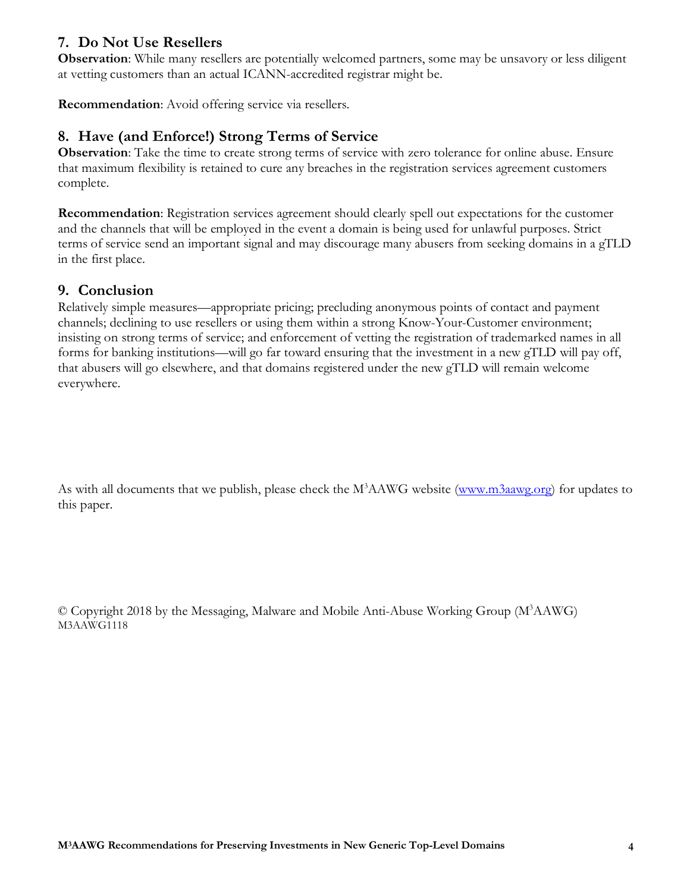## 7. Do Not Use Resellers

**Observation**: While many resellers are potentially welcomed partners, some may be unsavory or less diligent at vetting customers than an actual ICANN-accredited registrar might be.

**Recommendation**: Avoid offering service via resellers.

## 8. Have (and Enforce!) Strong Terms of Service

**Observation**: Take the time to create strong terms of service with zero tolerance for online abuse. Ensure that maximum flexibility is retained to cure any breaches in the registration services agreement customers complete.

**Recommendation**: Registration services agreement should clearly spell out expectations for the customer and the channels that will be employed in the event a domain is being used for unlawful purposes. Strict terms of service send an important signal and may discourage many abusers from seeking domains in a gTLD in the first place.

## 9. Conclusion

Relatively simple measures—appropriate pricing; precluding anonymous points of contact and payment channels; declining to use resellers or using them within a strong Know-Your-Customer environment; insisting on strong terms of service; and enforcement of vetting the registration of trademarked names in all forms for banking institutions—will go far toward ensuring that the investment in a new gTLD will pay off, that abusers will go elsewhere, and that domains registered under the new gTLD will remain welcome everywhere.

As with all documents that we publish, please check the M³AAWG website (www.m3aawg.org) for updates to this paper.

© Copyright 2018 by the Messaging, Malware and Mobile Anti-Abuse Working Group (M³AAWG)
M3AAWG1118